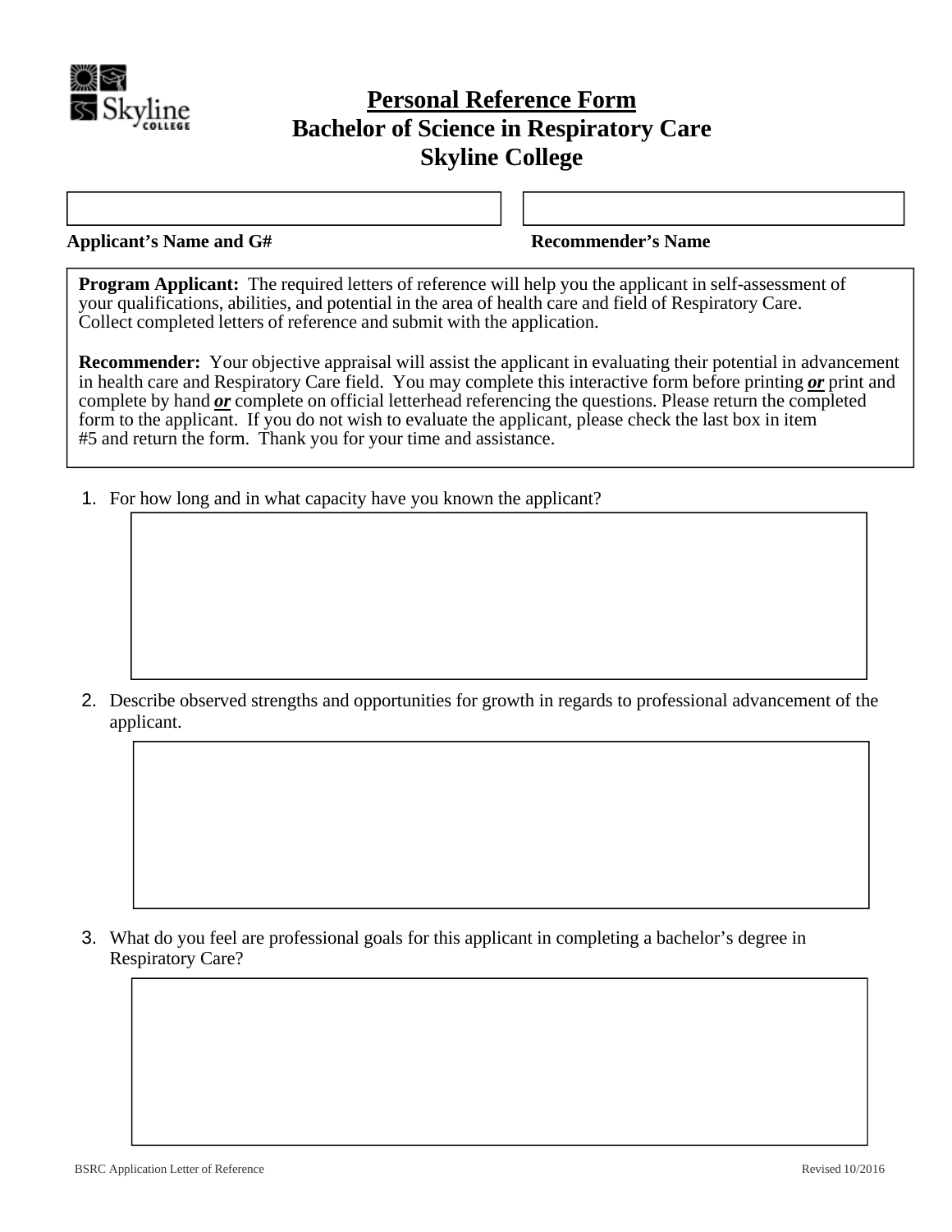# Personal Reference Form
## Bachelor of Science in Respiratory Care
## Skyline College

**Applicant's Name and G#** | **Recommender's Name**

**Program Applicant:** The required letters of reference will help you the applicant in self-assessment of your qualifications, abilities, and potential in the area of health care and field of Respiratory Care. Collect completed letters of reference and submit with the application.

**Recommender:** Your objective appraisal will assist the applicant in evaluating their potential in advancement in health care and Respiratory Care field. You may complete this interactive form before printing ***or*** print and complete by hand ***or*** complete on official letterhead referencing the questions. Please return the completed form to the applicant. If you do not wish to evaluate the applicant, please check the last box in item #5 and return the form. Thank you for your time and assistance.

1. For how long and in what capacity have you known the applicant?

2. Describe observed strengths and opportunities for growth in regards to professional advancement of the applicant.

3. What do you feel are professional goals for this applicant in completing a bachelor's degree in Respiratory Care?

BSRC Application Letter of Reference | Revised 10/2016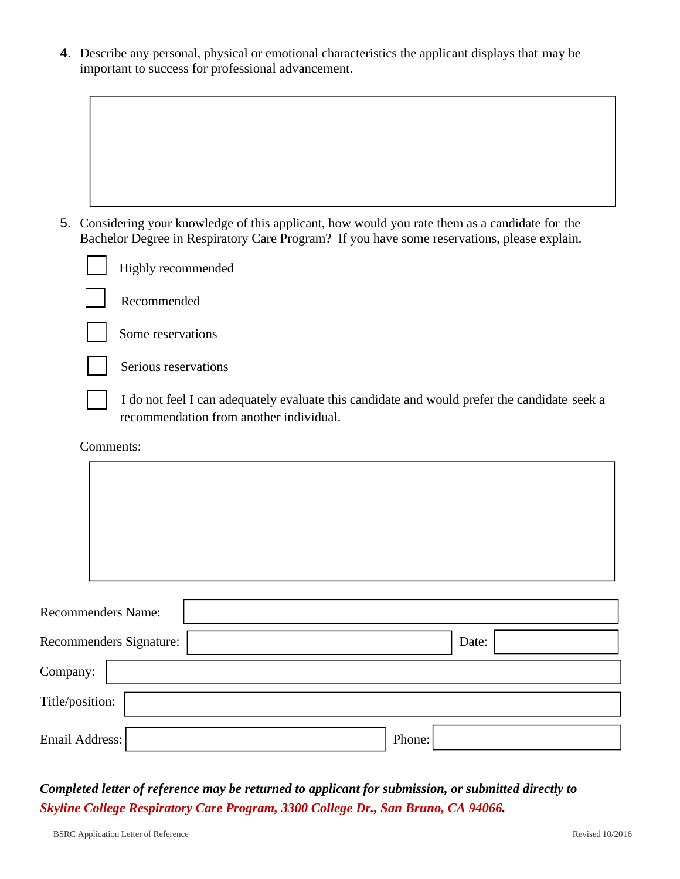4. Describe any personal, physical or emotional characteristics the applicant displays that may be important to success for professional advancement.

5. Considering your knowledge of this applicant, how would you rate them as a candidate for the Bachelor Degree in Respiratory Care Program? If you have some reservations, please explain.

- ☐ Highly recommended
- ☐ Recommended
- ☐ Some reservations
- ☐ Serious reservations
- ☐ I do not feel I can adequately evaluate this candidate and would prefer the candidate seek a recommendation from another individual.

Comments:

Recommenders Name:

Recommenders Signature: Date:

Company:

Title/position:

Email Address: Phone:

***Completed letter of reference may be returned to applicant for submission, or submitted directly to Skyline College Respiratory Care Program, 3300 College Dr., San Bruno, CA 94066.***

BSRC Application Letter of Reference Revised 10/2016